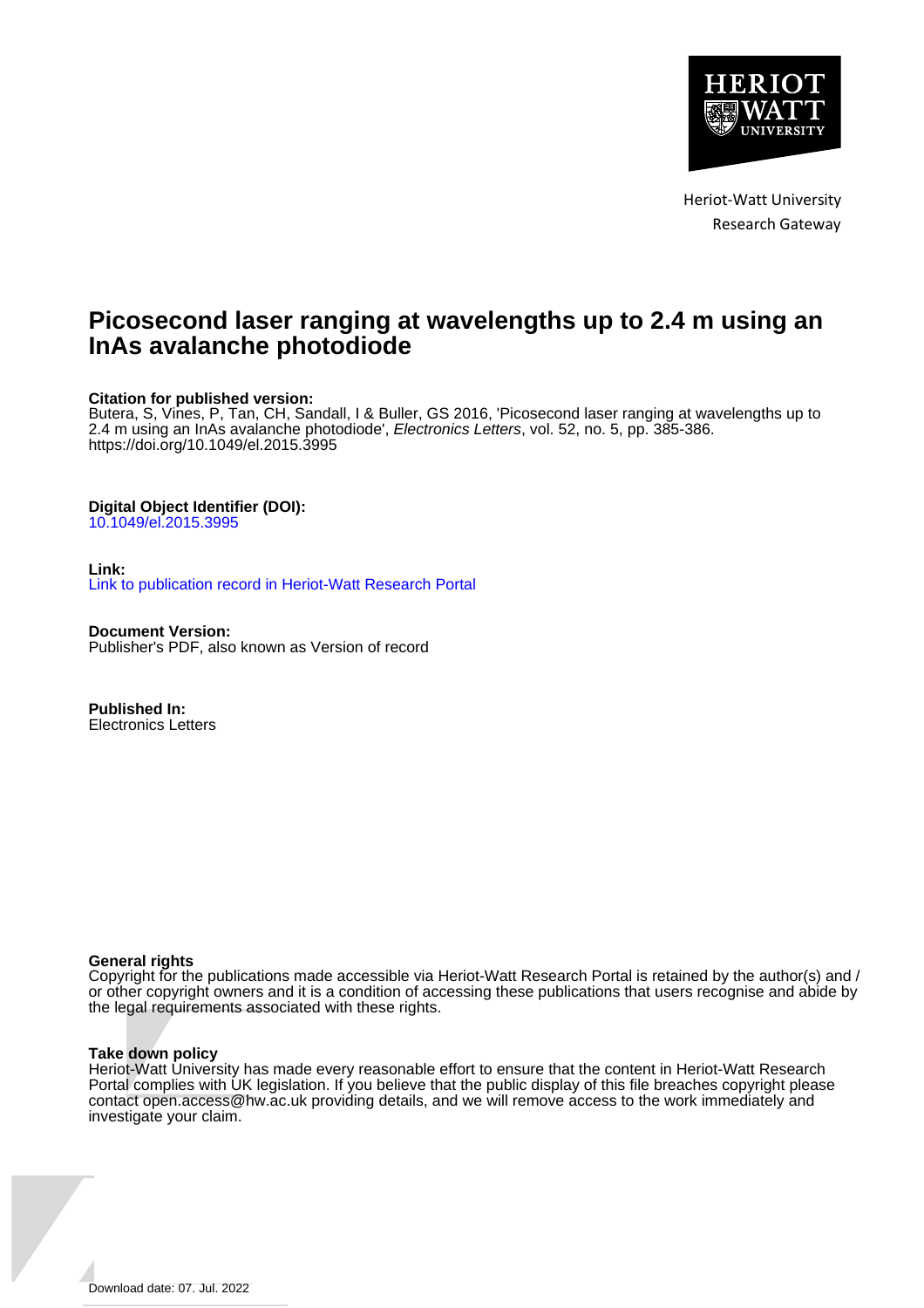Heriot-Watt University
Research Gateway

# Picosecond laser ranging at wavelengths up to 2.4 m using an InAs avalanche photodiode

**Citation for published version:**
Butera, S, Vines, P, Tan, CH, Sandall, I & Buller, GS 2016, 'Picosecond laser ranging at wavelengths up to 2.4 m using an InAs avalanche photodiode', *Electronics Letters*, vol. 52, no. 5, pp. 385-386. https://doi.org/10.1049/el.2015.3995

**Digital Object Identifier (DOI):**
10.1049/el.2015.3995

**Link:**
Link to publication record in Heriot-Watt Research Portal

**Document Version:**
Publisher's PDF, also known as Version of record

**Published In:**
Electronics Letters

**General rights**
Copyright for the publications made accessible via Heriot-Watt Research Portal is retained by the author(s) and / or other copyright owners and it is a condition of accessing these publications that users recognise and abide by the legal requirements associated with these rights.

**Take down policy**
Heriot-Watt University has made every reasonable effort to ensure that the content in Heriot-Watt Research Portal complies with UK legislation. If you believe that the public display of this file breaches copyright please contact open.access@hw.ac.uk providing details, and we will remove access to the work immediately and investigate your claim.

Download date: 07. Jul. 2022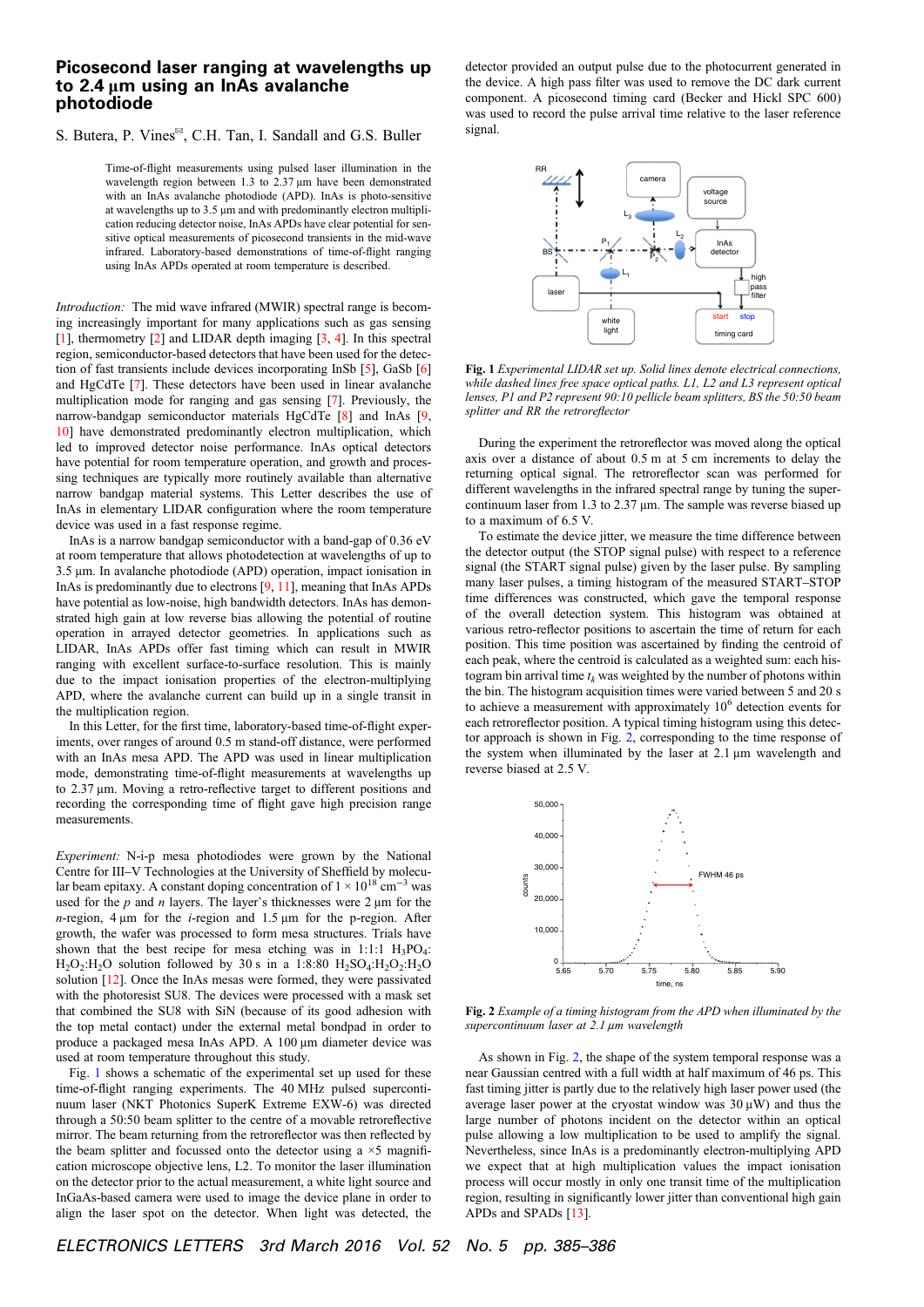# Picosecond laser ranging at wavelengths up to 2.4 µm using an InAs avalanche photodiode

S. Butera, P. Vines, C.H. Tan, I. Sandall and G.S. Buller

Time-of-flight measurements using pulsed laser illumination in the wavelength region between 1.3 to 2.37 µm have been demonstrated with an InAs avalanche photodiode (APD). InAs is photo-sensitive at wavelengths up to 3.5 µm and with predominantly electron multiplication reducing detector noise, InAs APDs have clear potential for sensitive optical measurements of picosecond transients in the mid-wave infrared. Laboratory-based demonstrations of time-of-flight ranging using InAs APDs operated at room temperature is described.

*Introduction:* The mid wave infrared (MWIR) spectral range is becoming increasingly important for many applications such as gas sensing [1], thermometry [2] and LIDAR depth imaging [3, 4]. In this spectral region, semiconductor-based detectors that have been used for the detection of fast transients include devices incorporating InSb [5], GaSb [6] and HgCdTe [7]. These detectors have been used in linear avalanche multiplication mode for ranging and gas sensing [7]. Previously, the narrow-bandgap semiconductor materials HgCdTe [8] and InAs [9, 10] have demonstrated predominantly electron multiplication, which led to improved detector noise performance. InAs optical detectors have potential for room temperature operation, and growth and processing techniques are typically more routinely available than alternative narrow bandgap material systems. This Letter describes the use of InAs in elementary LIDAR configuration where the room temperature device was used in a fast response regime.

InAs is a narrow bandgap semiconductor with a band-gap of 0.36 eV at room temperature that allows photodetection at wavelengths of up to 3.5 µm. In avalanche photodiode (APD) operation, impact ionisation in InAs is predominantly due to electrons [9, 11], meaning that InAs APDs have potential as low-noise, high bandwidth detectors. InAs has demonstrated high gain at low reverse bias allowing the potential of routine operation in arrayed detector geometries. In applications such as LIDAR, InAs APDs offer fast timing which can result in MWIR ranging with excellent surface-to-surface resolution. This is mainly due to the impact ionisation properties of the electron-multiplying APD, where the avalanche current can build up in a single transit in the multiplication region.

In this Letter, for the first time, laboratory-based time-of-flight experiments, over ranges of around 0.5 m stand-off distance, were performed with an InAs mesa APD. The APD was used in linear multiplication mode, demonstrating time-of-flight measurements at wavelengths up to 2.37 µm. Moving a retro-reflective target to different positions and recording the corresponding time of flight gave high precision range measurements.

*Experiment:* N-i-p mesa photodiodes were grown by the National Centre for III–V Technologies at the University of Sheffield by molecular beam epitaxy. A constant doping concentration of $1 \times 10^{18}$ cm$^{-3}$ was used for the *p* and *n* layers. The layer's thicknesses were 2 µm for the *n*-region, 4 µm for the *i*-region and 1.5 µm for the p-region. After growth, the wafer was processed to form mesa structures. Trials have shown that the best recipe for mesa etching was in 1:1:1 $H_3PO_4$:$H_2O_2$:$H_2O$ solution followed by 30 s in a 1:8:80 $H_2SO_4$:$H_2O_2$:$H_2O$ solution [12]. Once the InAs mesas were formed, they were passivated with the photoresist SU8. The devices were processed with a mask set that combined the SU8 with SiN (because of its good adhesion with the top metal contact) under the external metal bondpad in order to produce a packaged mesa InAs APD. A 100 µm diameter device was used at room temperature throughout this study.

Fig. 1 shows a schematic of the experimental set up used for these time-of-flight ranging experiments. The 40 MHz pulsed supercontinuum laser (NKT Photonics SuperK Extreme EXW-6) was directed through a 50:50 beam splitter to the centre of a movable retroreflective mirror. The beam returning from the retroreflector was then reflected by the beam splitter and focussed onto the detector using a ×5 magnification microscope objective lens, L2. To monitor the laser illumination on the detector prior to the actual measurement, a white light source and InGaAs-based camera were used to image the device plane in order to align the laser spot on the detector. When light was detected, the detector provided an output pulse due to the photocurrent generated in the device. A high pass filter was used to remove the DC dark current component. A picosecond timing card (Becker and Hickl SPC 600) was used to record the pulse arrival time relative to the laser reference signal.

**Fig. 1** *Experimental LIDAR set up. Solid lines denote electrical connections, while dashed lines free space optical paths. L1, L2 and L3 represent optical lenses, P1 and P2 represent 90:10 pellicle beam splitters, BS the 50:50 beam splitter and RR the retroreflector*

During the experiment the retroreflector was moved along the optical axis over a distance of about 0.5 m at 5 cm increments to delay the returning optical signal. The retroreflector scan was performed for different wavelengths in the infrared spectral range by tuning the supercontinuum laser from 1.3 to 2.37 µm. The sample was reverse biased up to a maximum of 6.5 V.

To estimate the device jitter, we measure the time difference between the detector output (the STOP signal pulse) with respect to a reference signal (the START signal pulse) given by the laser pulse. By sampling many laser pulses, a timing histogram of the measured START–STOP time differences was constructed, which gave the temporal response of the overall detection system. This histogram was obtained at various retro-reflector positions to ascertain the time of return for each position. This time position was ascertained by finding the centroid of each peak, where the centroid is calculated as a weighted sum: each histogram bin arrival time $t_k$ was weighted by the number of photons within the bin. The histogram acquisition times were varied between 5 and 20 s to achieve a measurement with approximately $10^6$ detection events for each retroreflector position. A typical timing histogram using this detector approach is shown in Fig. 2, corresponding to the time response of the system when illuminated by the laser at 2.1 µm wavelength and reverse biased at 2.5 V.

**Fig. 2** *Example of a timing histogram from the APD when illuminated by the supercontinuum laser at 2.1 µm wavelength*

As shown in Fig. 2, the shape of the system temporal response was a near Gaussian centred with a full width at half maximum of 46 ps. This fast timing jitter is partly due to the relatively high laser power used (the average laser power at the cryostat window was 30 µW) and thus the large number of photons incident on the detector within an optical pulse allowing a low multiplication to be used to amplify the signal. Nevertheless, since InAs is a predominantly electron-multiplying APD we expect that at high multiplication values the impact ionisation process will occur mostly in only one transit time of the multiplication region, resulting in significantly lower jitter than conventional high gain APDs and SPADs [13].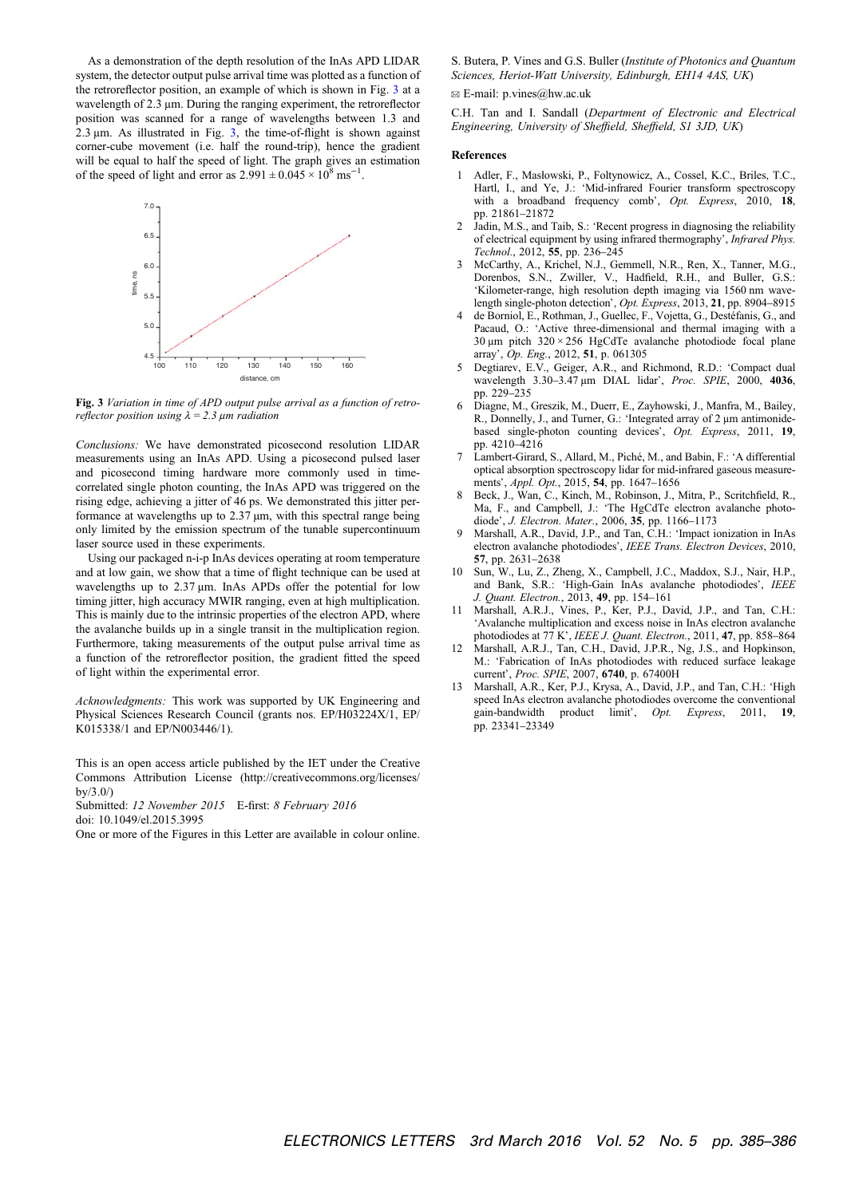As a demonstration of the depth resolution of the InAs APD LIDAR system, the detector output pulse arrival time was plotted as a function of the retroreflector position, an example of which is shown in Fig. 3 at a wavelength of 2.3 µm. During the ranging experiment, the retroreflector position was scanned for a range of wavelengths between 1.3 and 2.3 µm. As illustrated in Fig. 3, the time-of-flight is shown against corner-cube movement (i.e. half the round-trip), hence the gradient will be equal to half the speed of light. The graph gives an estimation of the speed of light and error as $2.991 \pm 0.045 \times 10^8$ ms$^{-1}$.

time, ns
7.0
6.5
6.0
5.5
5.0
4.5
100
110
120
130
140
150
160
distance, cm

**Fig. 3** *Variation in time of APD output pulse arrival as a function of retroreflector position using λ = 2.3 µm radiation*

*Conclusions:* We have demonstrated picosecond resolution LIDAR measurements using an InAs APD. Using a picosecond pulsed laser and picosecond timing hardware more commonly used in time-correlated single photon counting, the InAs APD was triggered on the rising edge, achieving a jitter of 46 ps. We demonstrated this jitter performance at wavelengths up to 2.37 µm, with this spectral range being only limited by the emission spectrum of the tunable supercontinuum laser source used in these experiments.

Using our packaged n-i-p InAs devices operating at room temperature and at low gain, we show that a time of flight technique can be used at wavelengths up to 2.37 µm. InAs APDs offer the potential for low timing jitter, high accuracy MWIR ranging, even at high multiplication. This is mainly due to the intrinsic properties of the electron APD, where the avalanche builds up in a single transit in the multiplication region. Furthermore, taking measurements of the output pulse arrival time as a function of the retroreflector position, the gradient fitted the speed of light within the experimental error.

*Acknowledgments:* This work was supported by UK Engineering and Physical Sciences Research Council (grants nos. EP/H03224X/1, EP/K015338/1 and EP/N003446/1).

This is an open access article published by the IET under the Creative Commons Attribution License (http://creativecommons.org/licenses/by/3.0/)

Submitted: *12 November 2015* E-first: *8 February 2016*

doi: 10.1049/el.2015.3995

One or more of the Figures in this Letter are available in colour online.

S. Butera, P. Vines and G.S. Buller (*Institute of Photonics and Quantum Sciences, Heriot-Watt University, Edinburgh, EH14 4AS, UK*)

✉ E-mail: p.vines@hw.ac.uk

C.H. Tan and I. Sandall (*Department of Electronic and Electrical Engineering, University of Sheffield, Sheffield, S1 3JD, UK*)

## References

1. Adler, F., Masłowski, P., Foltynowicz, A., Cossel, K.C., Briles, T.C., Hartl, I., and Ye, J.: 'Mid-infrared Fourier transform spectroscopy with a broadband frequency comb', *Opt. Express*, 2010, **18**, pp. 21861–21872
2. Jadin, M.S., and Taib, S.: 'Recent progress in diagnosing the reliability of electrical equipment by using infrared thermography', *Infrared Phys. Technol.*, 2012, **55**, pp. 236–245
3. McCarthy, A., Krichel, N.J., Gemmell, N.R., Ren, X., Tanner, M.G., Dorenbos, S.N., Zwiller, V., Hadfield, R.H., and Buller, G.S.: 'Kilometer-range, high resolution depth imaging via 1560 nm wavelength single-photon detection', *Opt. Express*, 2013, **21**, pp. 8904–8915
4. de Borniol, E., Rothman, J., Guellec, F., Vojetta, G., Destéfanis, G., and Pacaud, O.: 'Active three-dimensional and thermal imaging with a 30 µm pitch 320 × 256 HgCdTe avalanche photodiode focal plane array', *Op. Eng.*, 2012, **51**, p. 061305
5. Degtiarev, E.V., Geiger, A.R., and Richmond, R.D.: 'Compact dual wavelength 3.30–3.47 µm DIAL lidar', *Proc. SPIE*, 2000, **4036**, pp. 229–235
6. Diagne, M., Greszik, M., Duerr, E., Zayhowski, J., Manfra, M., Bailey, R., Donnelly, J., and Turner, G.: 'Integrated array of 2 µm antimonide-based single-photon counting devices', *Opt. Express*, 2011, **19**, pp. 4210–4216
7. Lambert-Girard, S., Allard, M., Piché, M., and Babin, F.: 'A differential optical absorption spectroscopy lidar for mid-infrared gaseous measurements', *Appl. Opt.*, 2015, **54**, pp. 1647–1656
8. Beck, J., Wan, C., Kinch, M., Robinson, J., Mitra, P., Scritchfield, R., Ma, F., and Campbell, J.: 'The HgCdTe electron avalanche photodiode', *J. Electron. Mater.*, 2006, **35**, pp. 1166–1173
9. Marshall, A.R., David, J.P., and Tan, C.H.: 'Impact ionization in InAs electron avalanche photodiodes', *IEEE Trans. Electron Devices*, 2010, **57**, pp. 2631–2638
10. Sun, W., Lu, Z., Zheng, X., Campbell, J.C., Maddox, S.J., Nair, H.P., and Bank, S.R.: 'High-Gain InAs avalanche photodiodes', *IEEE J. Quant. Electron.*, 2013, **49**, pp. 154–161
11. Marshall, A.R.J., Vines, P., Ker, P.J., David, J.P., and Tan, C.H.: 'Avalanche multiplication and excess noise in InAs electron avalanche photodiodes at 77 K', *IEEE J. Quant. Electron.*, 2011, **47**, pp. 858–864
12. Marshall, A.R.J., Tan, C.H., David, J.P.R., Ng, J.S., and Hopkinson, M.: 'Fabrication of InAs photodiodes with reduced surface leakage current', *Proc. SPIE*, 2007, **6740**, p. 67400H
13. Marshall, A.R., Ker, P.J., Krysa, A., David, J.P., and Tan, C.H.: 'High speed InAs electron avalanche photodiodes overcome the conventional gain-bandwidth product limit', *Opt. Express*, 2011, **19**, pp. 23341–23349